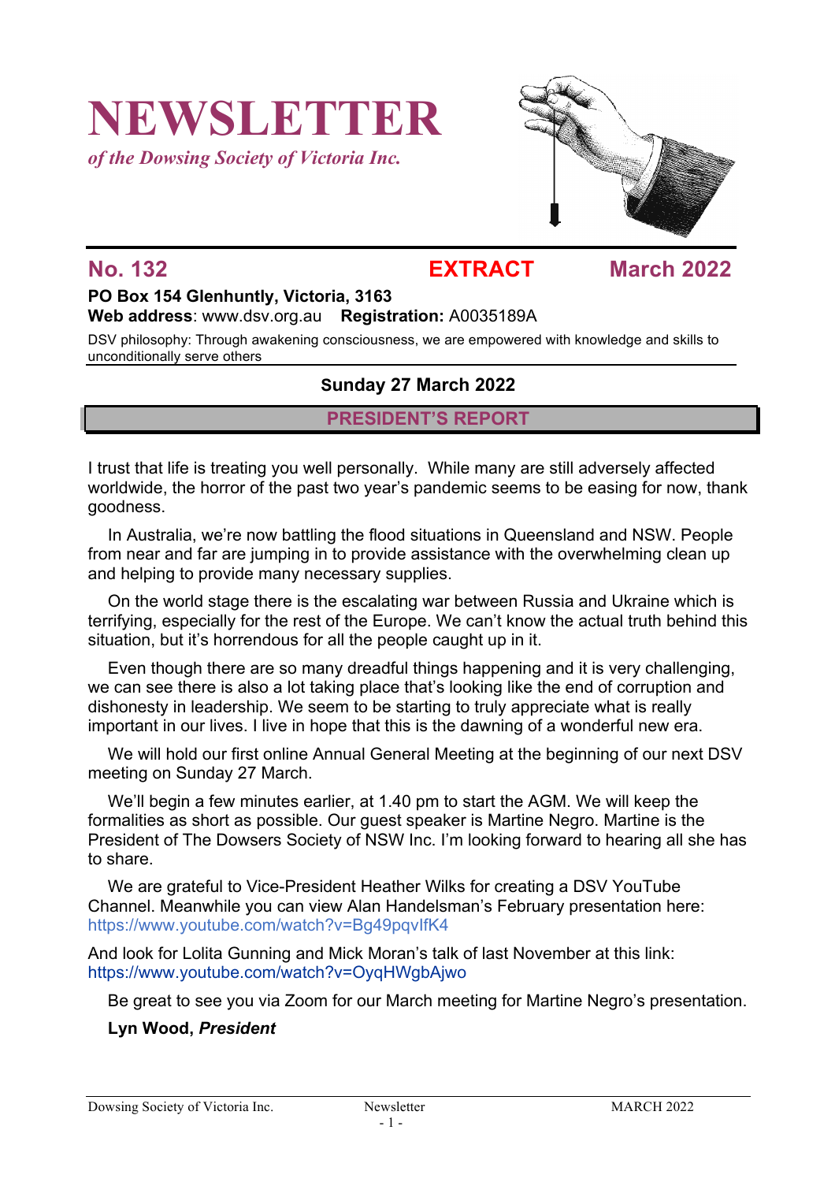# NEWSLETTER

*of the Dowsing Society of Victoria Inc.*

**No. 132** **EXTRACT** **March 2022**

**PO Box 154 Glenhuntly, Victoria, 3163**
**Web address**: www.dsv.org.au **Registration:** A0035189A

DSV philosophy: Through awakening consciousness, we are empowered with knowledge and skills to unconditionally serve others

**Sunday 27 March 2022**

## PRESIDENT'S REPORT

I trust that life is treating you well personally. While many are still adversely affected worldwide, the horror of the past two year's pandemic seems to be easing for now, thank goodness.

In Australia, we're now battling the flood situations in Queensland and NSW. People from near and far are jumping in to provide assistance with the overwhelming clean up and helping to provide many necessary supplies.

On the world stage there is the escalating war between Russia and Ukraine which is terrifying, especially for the rest of the Europe. We can't know the actual truth behind this situation, but it's horrendous for all the people caught up in it.

Even though there are so many dreadful things happening and it is very challenging, we can see there is also a lot taking place that's looking like the end of corruption and dishonesty in leadership. We seem to be starting to truly appreciate what is really important in our lives. I live in hope that this is the dawning of a wonderful new era.

We will hold our first online Annual General Meeting at the beginning of our next DSV meeting on Sunday 27 March.

We'll begin a few minutes earlier, at 1.40 pm to start the AGM. We will keep the formalities as short as possible. Our guest speaker is Martine Negro. Martine is the President of The Dowsers Society of NSW Inc. I'm looking forward to hearing all she has to share.

We are grateful to Vice-President Heather Wilks for creating a DSV YouTube Channel. Meanwhile you can view Alan Handelsman's February presentation here: https://www.youtube.com/watch?v=Bg49pqvIfK4

And look for Lolita Gunning and Mick Moran's talk of last November at this link: https://www.youtube.com/watch?v=OyqHWgbAjwo

Be great to see you via Zoom for our March meeting for Martine Negro's presentation.

**Lyn Wood, *President***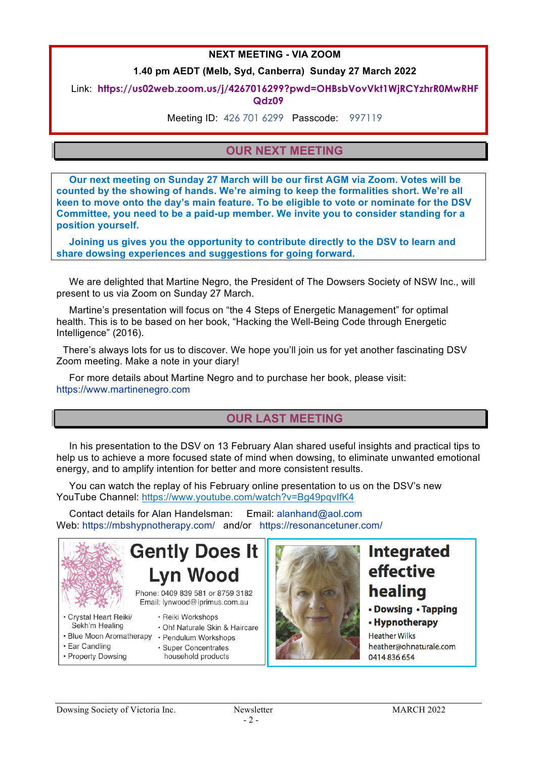**NEXT MEETING - VIA ZOOM**

**1.40 pm AEDT (Melb, Syd, Canberra) Sunday 27 March 2022**

Link: **https://us02web.zoom.us/j/4267016299?pwd=OHBsbVovVkt1WjRCYzhrR0MwRHFQdz09**

Meeting ID: 426 701 6299 Passcode: 997119

## OUR NEXT MEETING

**Our next meeting on Sunday 27 March will be our first AGM via Zoom. Votes will be counted by the showing of hands. We're aiming to keep the formalities short. We're all keen to move onto the day's main feature. To be eligible to vote or nominate for the DSV Committee, you need to be a paid-up member. We invite you to consider standing for a position yourself.**

**Joining us gives you the opportunity to contribute directly to the DSV to learn and share dowsing experiences and suggestions for going forward.**

We are delighted that Martine Negro, the President of The Dowsers Society of NSW Inc., will present to us via Zoom on Sunday 27 March.

Martine's presentation will focus on "the 4 Steps of Energetic Management" for optimal health. This is to be based on her book, "Hacking the Well-Being Code through Energetic Intelligence" (2016).

There's always lots for us to discover. We hope you'll join us for yet another fascinating DSV Zoom meeting. Make a note in your diary!

For more details about Martine Negro and to purchase her book, please visit: https://www.martinenegro.com

## OUR LAST MEETING

In his presentation to the DSV on 13 February Alan shared useful insights and practical tips to help us to achieve a more focused state of mind when dowsing, to eliminate unwanted emotional energy, and to amplify intention for better and more consistent results.

You can watch the replay of his February online presentation to us on the DSV's new YouTube Channel: https://www.youtube.com/watch?v=Bg49pqvlfK4

Contact details for Alan Handelsman: Email: alanhand@aol.com
Web: https://mbshypnotherapy.com/ and/or https://resonancetuner.com/

**Gently Does It**
**Lyn Wood**

Phone: 0409 839 581 or 8759 3182
Email: lynwood@iprimus.com.au

- Crystal Heart Reiki/ Sekh'm Healing
- Blue Moon Aromatherapy
- Ear Candling
- Property Dowsing
- Reiki Workshops
- Oh! Naturale Skin & Haircare
- Pendulum Workshops
- Super Concentrates household products

**Integrated effective healing**

- **Dowsing** • **Tapping**
- **Hypnotherapy**

Heather Wilks
heather@ohnaturale.com
0414 836 654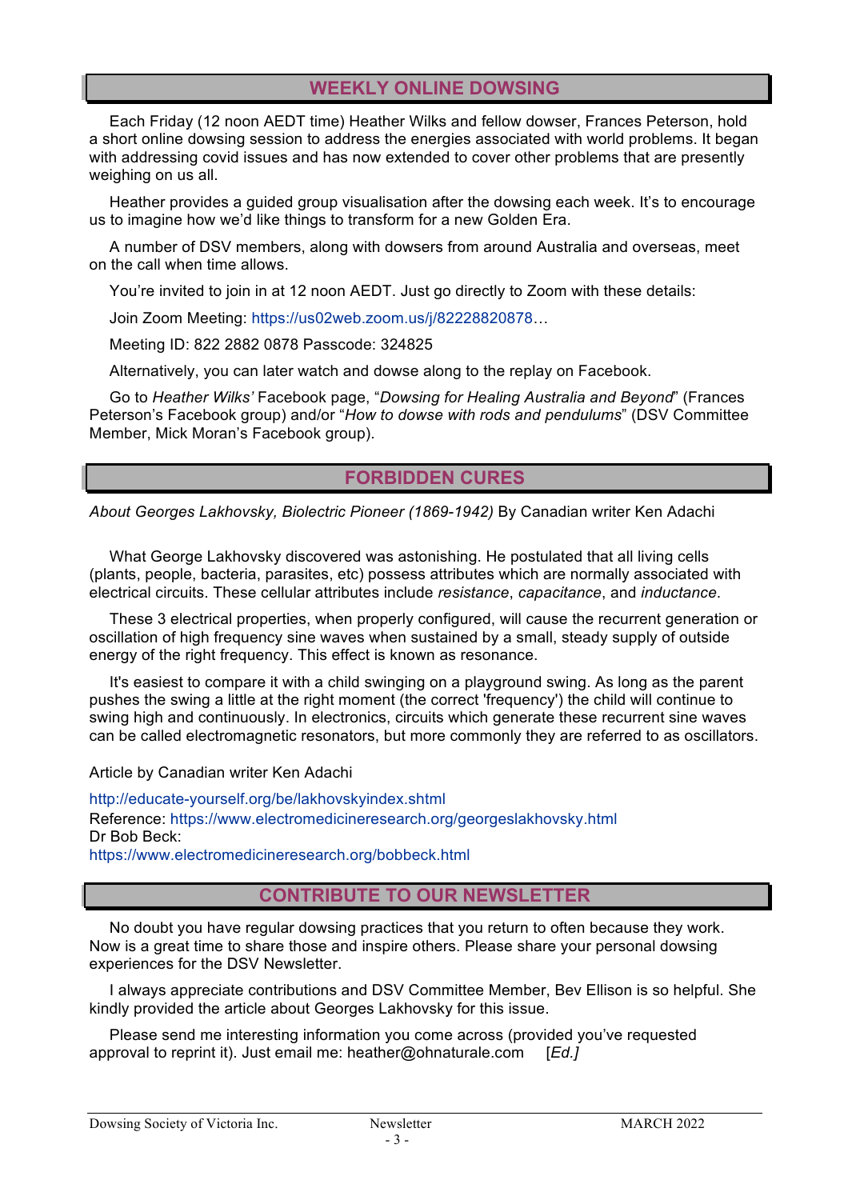## WEEKLY ONLINE DOWSING

Each Friday (12 noon AEDT time) Heather Wilks and fellow dowser, Frances Peterson, hold a short online dowsing session to address the energies associated with world problems. It began with addressing covid issues and has now extended to cover other problems that are presently weighing on us all.

Heather provides a guided group visualisation after the dowsing each week. It's to encourage us to imagine how we'd like things to transform for a new Golden Era.

A number of DSV members, along with dowsers from around Australia and overseas, meet on the call when time allows.

You're invited to join in at 12 noon AEDT. Just go directly to Zoom with these details:

Join Zoom Meeting: https://us02web.zoom.us/j/82228820878…

Meeting ID: 822 2882 0878 Passcode: 324825

Alternatively, you can later watch and dowse along to the replay on Facebook.

Go to *Heather Wilks'* Facebook page, "*Dowsing for Healing Australia and Beyond*" (Frances Peterson's Facebook group) and/or "*How to dowse with rods and pendulums*" (DSV Committee Member, Mick Moran's Facebook group).

## FORBIDDEN CURES

*About Georges Lakhovsky, Biolectric Pioneer (1869-1942)* By Canadian writer Ken Adachi

What George Lakhovsky discovered was astonishing. He postulated that all living cells (plants, people, bacteria, parasites, etc) possess attributes which are normally associated with electrical circuits. These cellular attributes include *resistance*, *capacitance*, and *inductance*.

These 3 electrical properties, when properly configured, will cause the recurrent generation or oscillation of high frequency sine waves when sustained by a small, steady supply of outside energy of the right frequency. This effect is known as resonance.

It's easiest to compare it with a child swinging on a playground swing. As long as the parent pushes the swing a little at the right moment (the correct 'frequency') the child will continue to swing high and continuously. In electronics, circuits which generate these recurrent sine waves can be called electromagnetic resonators, but more commonly they are referred to as oscillators.

Article by Canadian writer Ken Adachi

http://educate-yourself.org/be/lakhovskyindex.shtml
Reference: https://www.electromedicineresearch.org/georgeslakhovsky.html
Dr Bob Beck:
https://www.electromedicineresearch.org/bobbeck.html

## CONTRIBUTE TO OUR NEWSLETTER

No doubt you have regular dowsing practices that you return to often because they work. Now is a great time to share those and inspire others. Please share your personal dowsing experiences for the DSV Newsletter.

I always appreciate contributions and DSV Committee Member, Bev Ellison is so helpful. She kindly provided the article about Georges Lakhovsky for this issue.

Please send me interesting information you come across (provided you've requested approval to reprint it). Just email me: heather@ohnaturale.com [*Ed.*]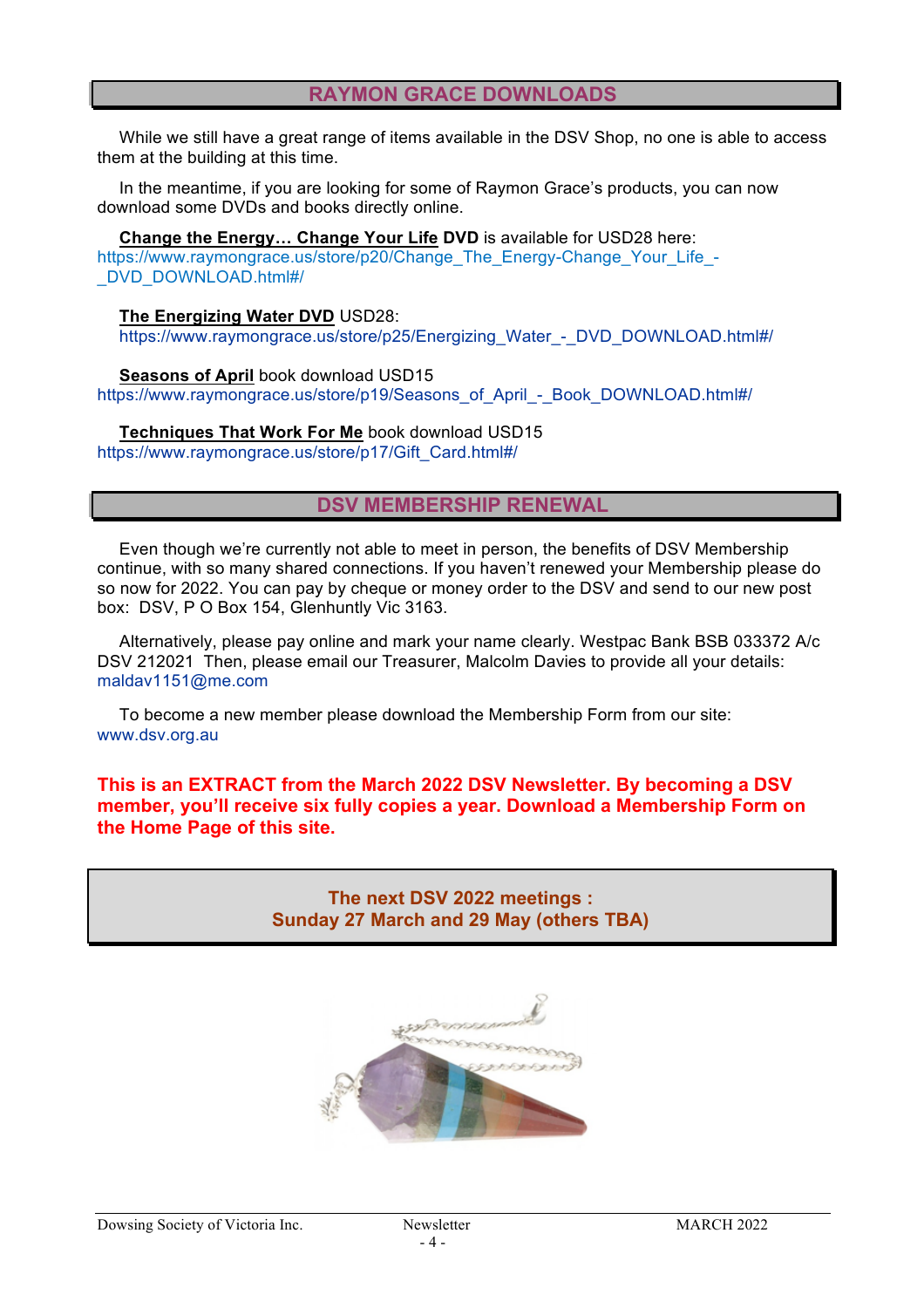## RAYMON GRACE DOWNLOADS

While we still have a great range of items available in the DSV Shop, no one is able to access them at the building at this time.

In the meantime, if you are looking for some of Raymon Grace's products, you can now download some DVDs and books directly online.

**Change the Energy… Change Your Life DVD** is available for USD28 here: https://www.raymongrace.us/store/p20/Change_The_Energy-Change_Your_Life_-_DVD_DOWNLOAD.html#/

**The Energizing Water DVD** USD28: https://www.raymongrace.us/store/p25/Energizing_Water_-_DVD_DOWNLOAD.html#/

**Seasons of April** book download USD15 https://www.raymongrace.us/store/p19/Seasons_of_April_-_Book_DOWNLOAD.html#/

**Techniques That Work For Me** book download USD15 https://www.raymongrace.us/store/p17/Gift_Card.html#/

## DSV MEMBERSHIP RENEWAL

Even though we're currently not able to meet in person, the benefits of DSV Membership continue, with so many shared connections. If you haven't renewed your Membership please do so now for 2022. You can pay by cheque or money order to the DSV and send to our new post box: DSV, P O Box 154, Glenhuntly Vic 3163.

Alternatively, please pay online and mark your name clearly. Westpac Bank BSB 033372 A/c DSV 212021 Then, please email our Treasurer, Malcolm Davies to provide all your details: maldav1151@me.com

To become a new member please download the Membership Form from our site: www.dsv.org.au

**This is an EXTRACT from the March 2022 DSV Newsletter. By becoming a DSV member, you'll receive six fully copies a year. Download a Membership Form on the Home Page of this site.**

**The next DSV 2022 meetings :**
**Sunday 27 March and 29 May (others TBA)**